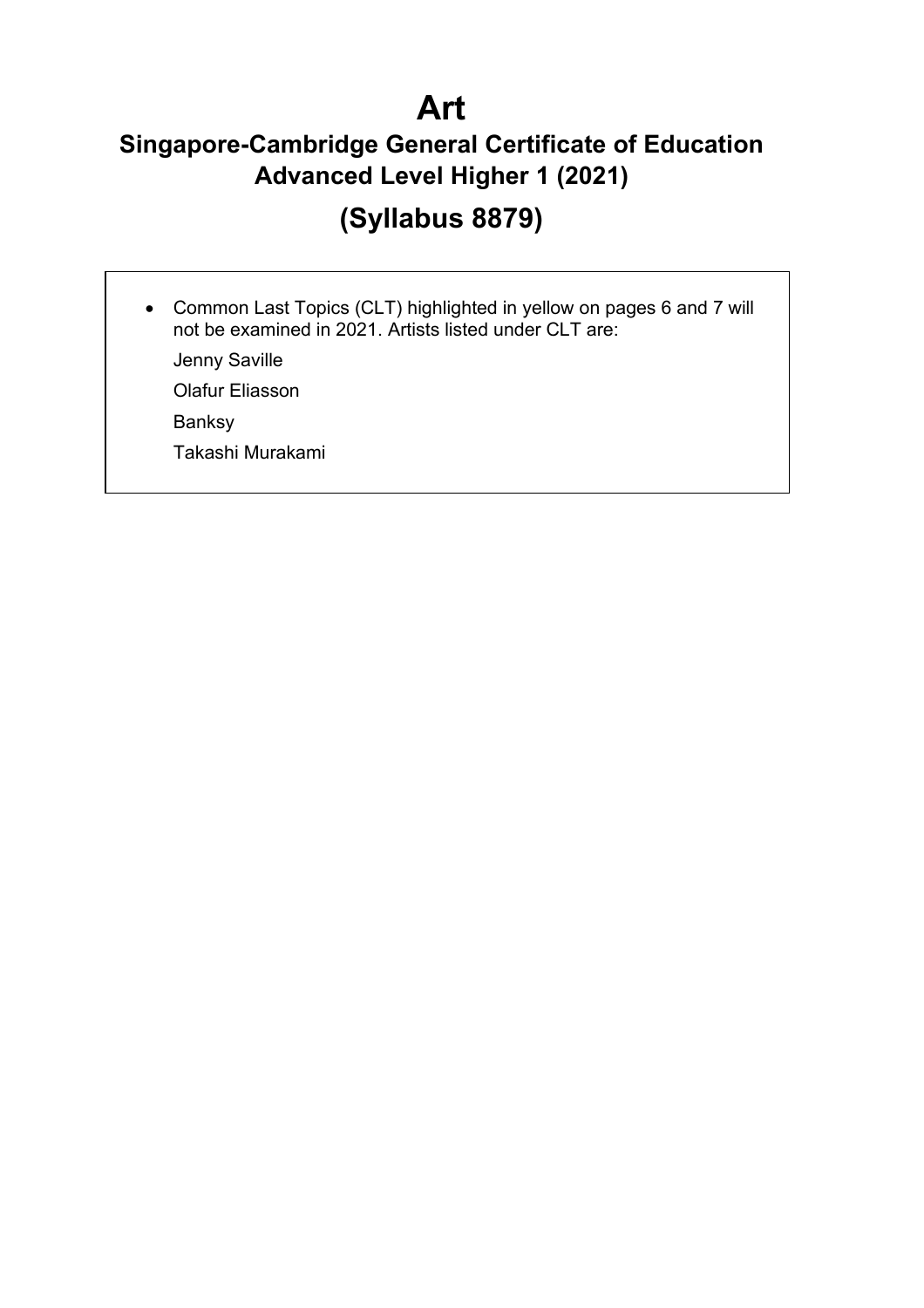# Art

## Singapore-Cambridge General Certificate of Education Advanced Level Higher 1 (2021)

## (Syllabus 8879)

- Common Last Topics (CLT) highlighted in yellow on pages 6 and 7 will not be examined in 2021. Artists listed under CLT are:

  Jenny Saville

  Olafur Eliasson

  Banksy

  Takashi Murakami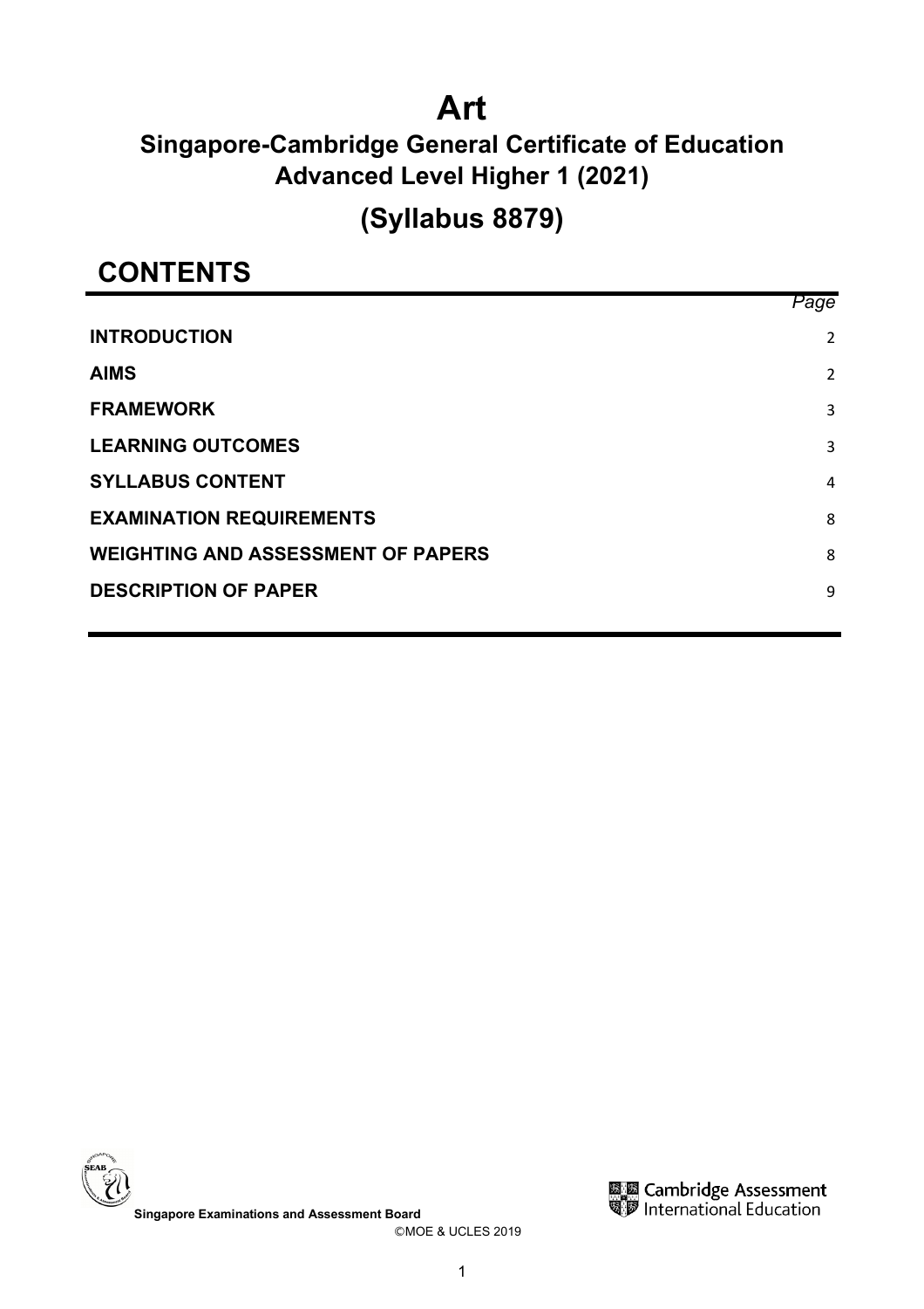# Art

## Singapore-Cambridge General Certificate of Education Advanced Level Higher 1 (2021)

## (Syllabus 8879)

## CONTENTS

| | *Page* |
|---|---|
| **INTRODUCTION** | 2 |
| **AIMS** | 2 |
| **FRAMEWORK** | 3 |
| **LEARNING OUTCOMES** | 3 |
| **SYLLABUS CONTENT** | 4 |
| **EXAMINATION REQUIREMENTS** | 8 |
| **WEIGHTING AND ASSESSMENT OF PAPERS** | 8 |
| **DESCRIPTION OF PAPER** | 9 |

Singapore Examinations and Assessment Board

Cambridge Assessment International Education

©MOE & UCLES 2019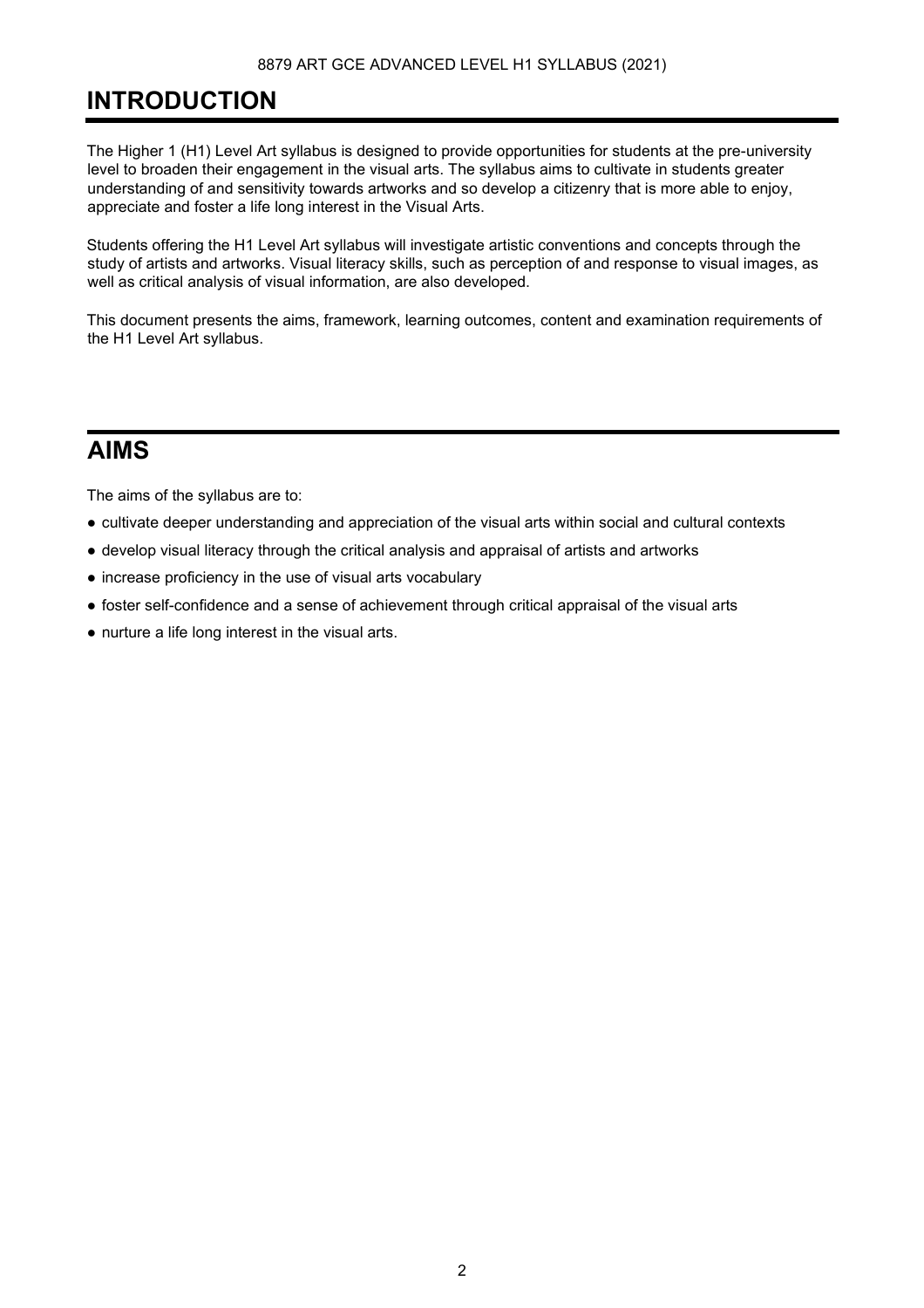# INTRODUCTION

The Higher 1 (H1) Level Art syllabus is designed to provide opportunities for students at the pre-university level to broaden their engagement in the visual arts. The syllabus aims to cultivate in students greater understanding of and sensitivity towards artworks and so develop a citizenry that is more able to enjoy, appreciate and foster a life long interest in the Visual Arts.

Students offering the H1 Level Art syllabus will investigate artistic conventions and concepts through the study of artists and artworks. Visual literacy skills, such as perception of and response to visual images, as well as critical analysis of visual information, are also developed.

This document presents the aims, framework, learning outcomes, content and examination requirements of the H1 Level Art syllabus.

# AIMS

The aims of the syllabus are to:

- cultivate deeper understanding and appreciation of the visual arts within social and cultural contexts
- develop visual literacy through the critical analysis and appraisal of artists and artworks
- increase proficiency in the use of visual arts vocabulary
- foster self-confidence and a sense of achievement through critical appraisal of the visual arts
- nurture a life long interest in the visual arts.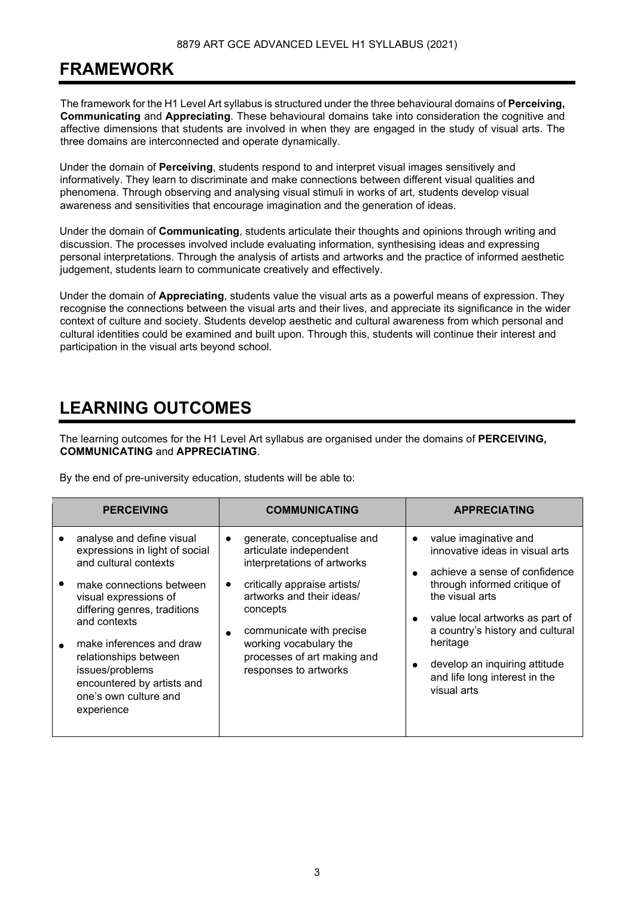# FRAMEWORK

The framework for the H1 Level Art syllabus is structured under the three behavioural domains of **Perceiving, Communicating** and **Appreciating**. These behavioural domains take into consideration the cognitive and affective dimensions that students are involved in when they are engaged in the study of visual arts. The three domains are interconnected and operate dynamically.

Under the domain of **Perceiving**, students respond to and interpret visual images sensitively and informatively. They learn to discriminate and make connections between different visual qualities and phenomena. Through observing and analysing visual stimuli in works of art, students develop visual awareness and sensitivities that encourage imagination and the generation of ideas.

Under the domain of **Communicating**, students articulate their thoughts and opinions through writing and discussion. The processes involved include evaluating information, synthesising ideas and expressing personal interpretations. Through the analysis of artists and artworks and the practice of informed aesthetic judgement, students learn to communicate creatively and effectively.

Under the domain of **Appreciating**, students value the visual arts as a powerful means of expression. They recognise the connections between the visual arts and their lives, and appreciate its significance in the wider context of culture and society. Students develop aesthetic and cultural awareness from which personal and cultural identities could be examined and built upon. Through this, students will continue their interest and participation in the visual arts beyond school.

# LEARNING OUTCOMES

The learning outcomes for the H1 Level Art syllabus are organised under the domains of **PERCEIVING, COMMUNICATING** and **APPRECIATING**.

By the end of pre-university education, students will be able to:

| PERCEIVING | COMMUNICATING | APPRECIATING |
|---|---|---|
| • analyse and define visual expressions in light of social and cultural contexts<br>• make connections between visual expressions of differing genres, traditions and contexts<br>• make inferences and draw relationships between issues/problems encountered by artists and one's own culture and experience | • generate, conceptualise and articulate independent interpretations of artworks<br>• critically appraise artists/ artworks and their ideas/ concepts<br>• communicate with precise working vocabulary the processes of art making and responses to artworks | • value imaginative and innovative ideas in visual arts<br>• achieve a sense of confidence through informed critique of the visual arts<br>• value local artworks as part of a country's history and cultural heritage<br>• develop an inquiring attitude and life long interest in the visual arts |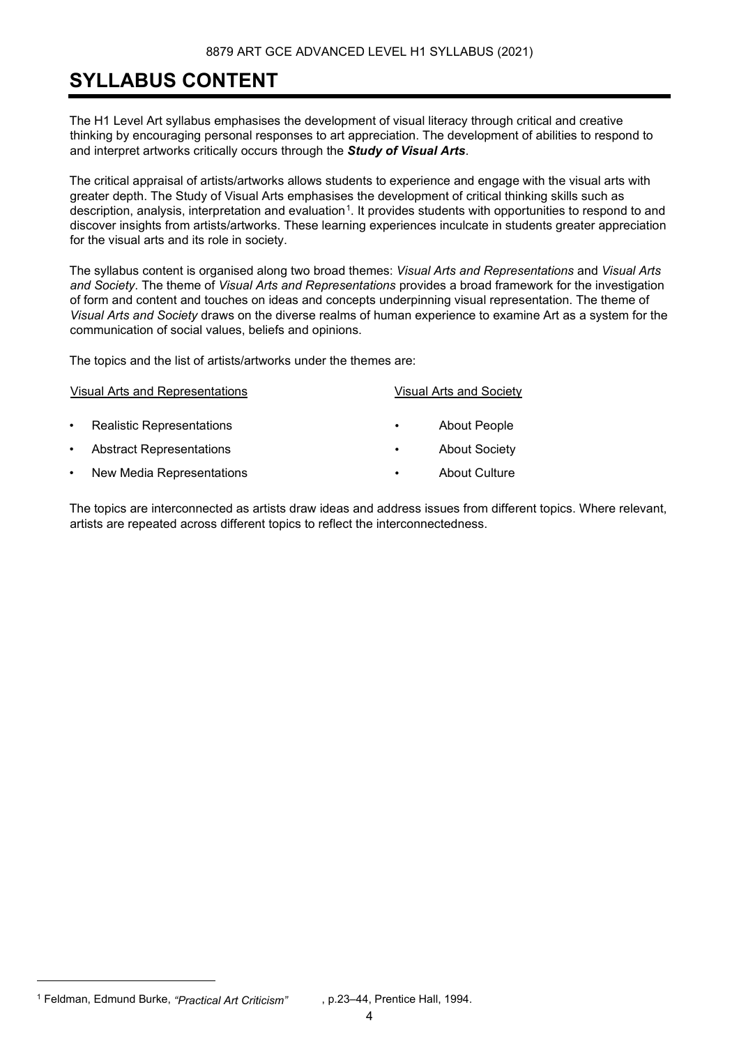# SYLLABUS CONTENT

The H1 Level Art syllabus emphasises the development of visual literacy through critical and creative thinking by encouraging personal responses to art appreciation. The development of abilities to respond to and interpret artworks critically occurs through the ***Study of Visual Arts***.

The critical appraisal of artists/artworks allows students to experience and engage with the visual arts with greater depth. The Study of Visual Arts emphasises the development of critical thinking skills such as description, analysis, interpretation and evaluation[1]. It provides students with opportunities to respond to and discover insights from artists/artworks. These learning experiences inculcate in students greater appreciation for the visual arts and its role in society.

The syllabus content is organised along two broad themes: *Visual Arts and Representations* and *Visual Arts and Society*. The theme of *Visual Arts and Representations* provides a broad framework for the investigation of form and content and touches on ideas and concepts underpinning visual representation. The theme of *Visual Arts and Society* draws on the diverse realms of human experience to examine Art as a system for the communication of social values, beliefs and opinions.

The topics and the list of artists/artworks under the themes are:

Visual Arts and Representations

- Realistic Representations
- Abstract Representations
- New Media Representations

Visual Arts and Society

- About People
- About Society
- About Culture

The topics are interconnected as artists draw ideas and address issues from different topics. Where relevant, artists are repeated across different topics to reflect the interconnectedness.

---

[1] Feldman, Edmund Burke, *"Practical Art Criticism"*, p.23–44, Prentice Hall, 1994.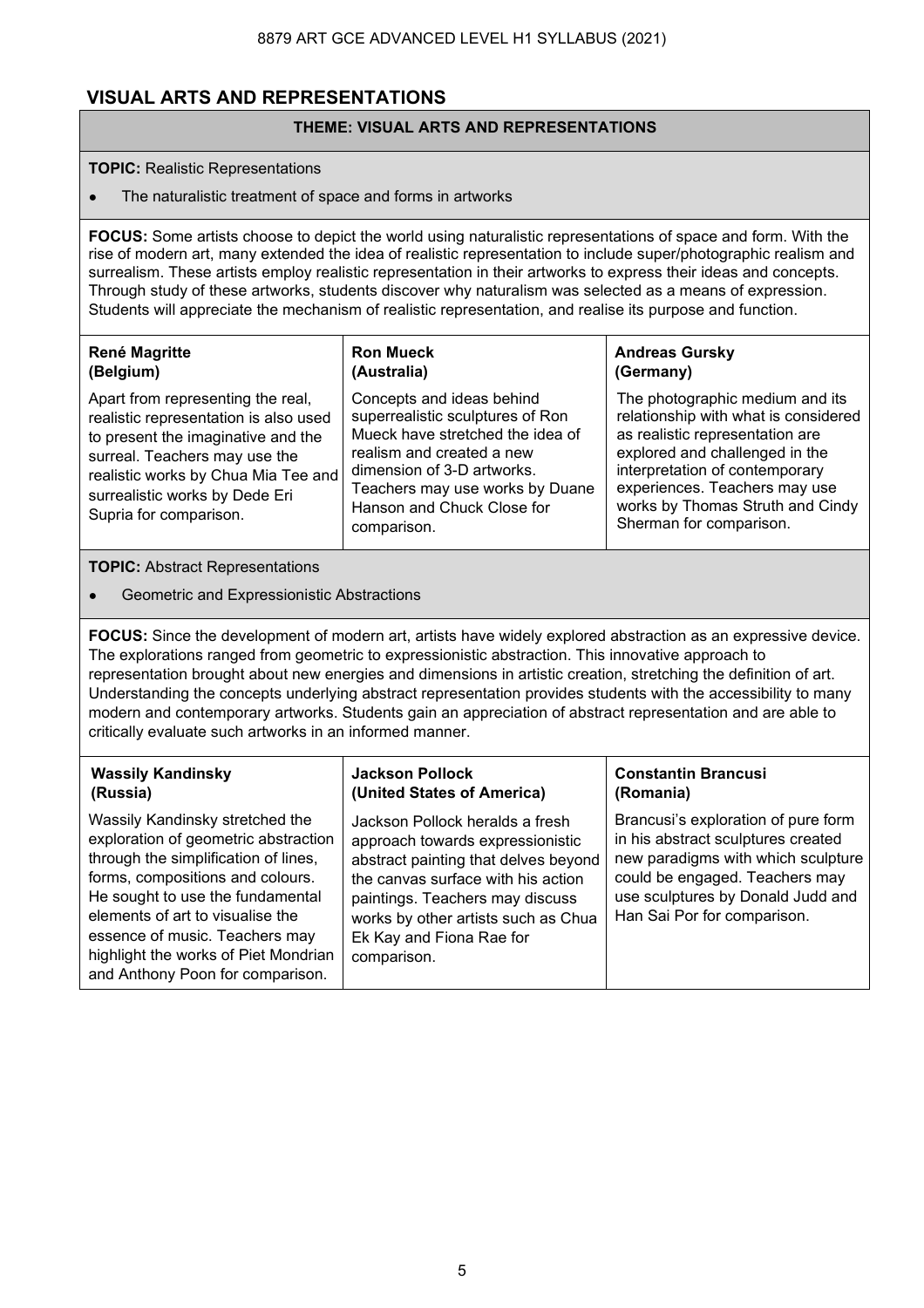## VISUAL ARTS AND REPRESENTATIONS

| THEME: VISUAL ARTS AND REPRESENTATIONS | | |
|---|---|---|
| **TOPIC:** Realistic Representations<br>• The naturalistic treatment of space and forms in artworks | | |
| **FOCUS:** Some artists choose to depict the world using naturalistic representations of space and form. With the rise of modern art, many extended the idea of realistic representation to include super/photographic realism and surrealism. These artists employ realistic representation in their artworks to express their ideas and concepts. Through study of these artworks, students discover why naturalism was selected as a means of expression. Students will appreciate the mechanism of realistic representation, and realise its purpose and function. | | |
| **René Magritte (Belgium)** | **Ron Mueck (Australia)** | **Andreas Gursky (Germany)** |
| Apart from representing the real, realistic representation is also used to present the imaginative and the surreal. Teachers may use the realistic works by Chua Mia Tee and surrealistic works by Dede Eri Supria for comparison. | Concepts and ideas behind superrealistic sculptures of Ron Mueck have stretched the idea of realism and created a new dimension of 3-D artworks. Teachers may use works by Duane Hanson and Chuck Close for comparison. | The photographic medium and its relationship with what is considered as realistic representation are explored and challenged in the interpretation of contemporary experiences. Teachers may use works by Thomas Struth and Cindy Sherman for comparison. |
| **TOPIC:** Abstract Representations<br>• Geometric and Expressionistic Abstractions | | |
| **FOCUS:** Since the development of modern art, artists have widely explored abstraction as an expressive device. The explorations ranged from geometric to expressionistic abstraction. This innovative approach to representation brought about new energies and dimensions in artistic creation, stretching the definition of art. Understanding the concepts underlying abstract representation provides students with the accessibility to many modern and contemporary artworks. Students gain an appreciation of abstract representation and are able to critically evaluate such artworks in an informed manner. | | |
| **Wassily Kandinsky (Russia)** | **Jackson Pollock (United States of America)** | **Constantin Brancusi (Romania)** |
| Wassily Kandinsky stretched the exploration of geometric abstraction through the simplification of lines, forms, compositions and colours. He sought to use the fundamental elements of art to visualise the essence of music. Teachers may highlight the works of Piet Mondrian and Anthony Poon for comparison. | Jackson Pollock heralds a fresh approach towards expressionistic abstract painting that delves beyond the canvas surface with his action paintings. Teachers may discuss works by other artists such as Chua Ek Kay and Fiona Rae for comparison. | Brancusi's exploration of pure form in his abstract sculptures created new paradigms with which sculpture could be engaged. Teachers may use sculptures by Donald Judd and Han Sai Por for comparison. |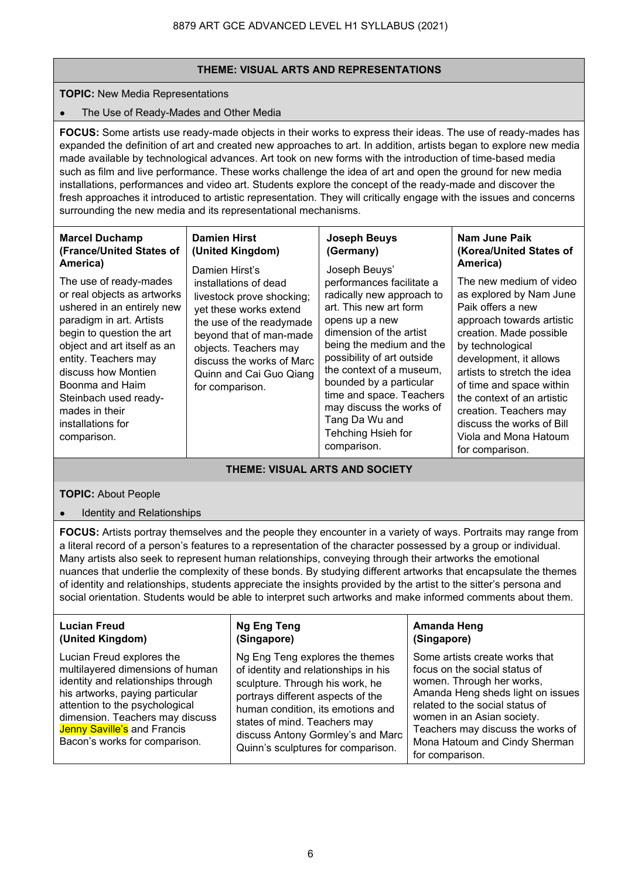## THEME: VISUAL ARTS AND REPRESENTATIONS

**TOPIC:** New Media Representations

- The Use of Ready-Mades and Other Media

**FOCUS:** Some artists use ready-made objects in their works to express their ideas. The use of ready-mades has expanded the definition of art and created new approaches to art. In addition, artists began to explore new media made available by technological advances. Art took on new forms with the introduction of time-based media such as film and live performance. These works challenge the idea of art and open the ground for new media installations, performances and video art. Students explore the concept of the ready-made and discover the fresh approaches it introduced to artistic representation. They will critically engage with the issues and concerns surrounding the new media and its representational mechanisms.

| **Marcel Duchamp (France/United States of America)** | **Damien Hirst (United Kingdom)** | **Joseph Beuys (Germany)** | **Nam June Paik (Korea/United States of America)** |
| --- | --- | --- | --- |
| The use of ready-mades or real objects as artworks ushered in an entirely new paradigm in art. Artists begin to question the art object and art itself as an entity. Teachers may discuss how Montien Boonma and Haim Steinbach used ready-mades in their installations for comparison. | Damien Hirst's installations of dead livestock prove shocking; yet these works extend the use of the readymade beyond that of man-made objects. Teachers may discuss the works of Marc Quinn and Cai Guo Qiang for comparison. | Joseph Beuys' performances facilitate a radically new approach to art. This new art form opens up a new dimension of the artist being the medium and the possibility of art outside the context of a museum, bounded by a particular time and space. Teachers may discuss the works of Tang Da Wu and Tehching Hsieh for comparison. | The new medium of video as explored by Nam June Paik offers a new approach towards artistic creation. Made possible by technological development, it allows artists to stretch the idea of time and space within the context of an artistic creation. Teachers may discuss the works of Bill Viola and Mona Hatoum for comparison. |

## THEME: VISUAL ARTS AND SOCIETY

**TOPIC:** About People

- Identity and Relationships

**FOCUS:** Artists portray themselves and the people they encounter in a variety of ways. Portraits may range from a literal record of a person's features to a representation of the character possessed by a group or individual. Many artists also seek to represent human relationships, conveying through their artworks the emotional nuances that underlie the complexity of these bonds. By studying different artworks that encapsulate the themes of identity and relationships, students appreciate the insights provided by the artist to the sitter's persona and social orientation. Students would be able to interpret such artworks and make informed comments about them.

| **Lucian Freud (United Kingdom)** | **Ng Eng Teng (Singapore)** | **Amanda Heng (Singapore)** |
| --- | --- | --- |
| Lucian Freud explores the multilayered dimensions of human identity and relationships through his artworks, paying particular attention to the psychological dimension. Teachers may discuss Jenny Saville's and Francis Bacon's works for comparison. | Ng Eng Teng explores the themes of identity and relationships in his sculpture. Through his work, he portrays different aspects of the human condition, its emotions and states of mind. Teachers may discuss Antony Gormley's and Marc Quinn's sculptures for comparison. | Some artists create works that focus on the social status of women. Through her works, Amanda Heng sheds light on issues related to the social status of women in an Asian society. Teachers may discuss the works of Mona Hatoum and Cindy Sherman for comparison. |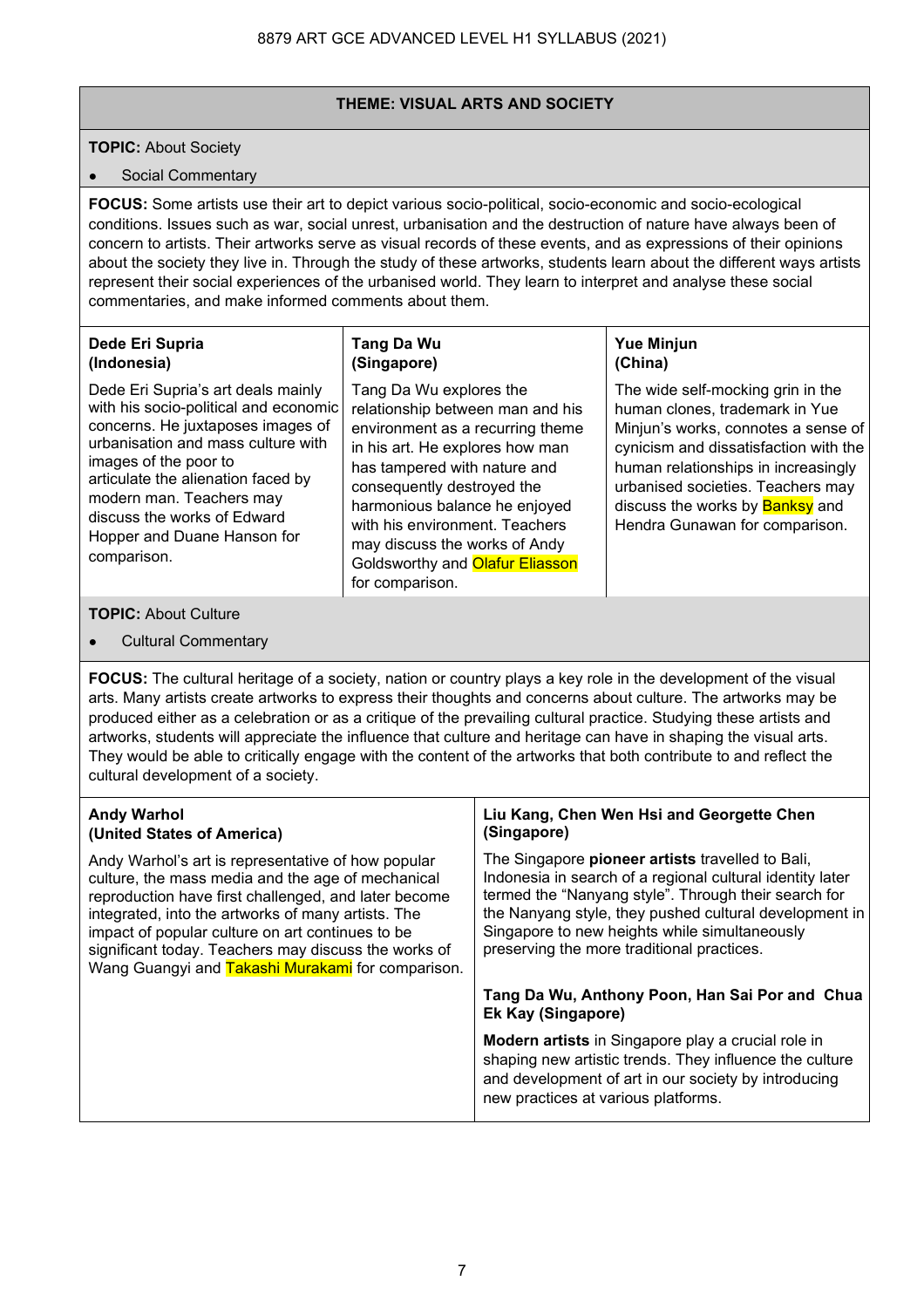## THEME: VISUAL ARTS AND SOCIETY

**TOPIC:** About Society

- Social Commentary

**FOCUS:** Some artists use their art to depict various socio-political, socio-economic and socio-ecological conditions. Issues such as war, social unrest, urbanisation and the destruction of nature have always been of concern to artists. Their artworks serve as visual records of these events, and as expressions of their opinions about the society they live in. Through the study of these artworks, students learn about the different ways artists represent their social experiences of the urbanised world. They learn to interpret and analyse these social commentaries, and make informed comments about them.

| **Dede Eri Supria (Indonesia)** | **Tang Da Wu (Singapore)** | **Yue Minjun (China)** |
|---|---|---|
| Dede Eri Supria's art deals mainly with his socio-political and economic concerns. He juxtaposes images of urbanisation and mass culture with images of the poor to articulate the alienation faced by modern man. Teachers may discuss the works of Edward Hopper and Duane Hanson for comparison. | Tang Da Wu explores the relationship between man and his environment as a recurring theme in his art. He explores how man has tampered with nature and consequently destroyed the harmonious balance he enjoyed with his environment. Teachers may discuss the works of Andy Goldsworthy and Olafur Eliasson for comparison. | The wide self-mocking grin in the human clones, trademark in Yue Minjun's works, connotes a sense of cynicism and dissatisfaction with the human relationships in increasingly urbanised societies. Teachers may discuss the works by Banksy and Hendra Gunawan for comparison. |

**TOPIC:** About Culture

- Cultural Commentary

**FOCUS:** The cultural heritage of a society, nation or country plays a key role in the development of the visual arts. Many artists create artworks to express their thoughts and concerns about culture. The artworks may be produced either as a celebration or as a critique of the prevailing cultural practice. Studying these artists and artworks, students will appreciate the influence that culture and heritage can have in shaping the visual arts. They would be able to critically engage with the content of the artworks that both contribute to and reflect the cultural development of a society.

| **Andy Warhol (United States of America)** | **Liu Kang, Chen Wen Hsi and Georgette Chen (Singapore)** |
|---|---|
| Andy Warhol's art is representative of how popular culture, the mass media and the age of mechanical reproduction have first challenged, and later become integrated, into the artworks of many artists. The impact of popular culture on art continues to be significant today. Teachers may discuss the works of Wang Guangyi and Takashi Murakami for comparison. | The Singapore **pioneer artists** travelled to Bali, Indonesia in search of a regional cultural identity later termed the "Nanyang style". Through their search for the Nanyang style, they pushed cultural development in Singapore to new heights while simultaneously preserving the more traditional practices.<br><br>**Tang Da Wu, Anthony Poon, Han Sai Por and Chua Ek Kay (Singapore)**<br><br>**Modern artists** in Singapore play a crucial role in shaping new artistic trends. They influence the culture and development of art in our society by introducing new practices at various platforms. |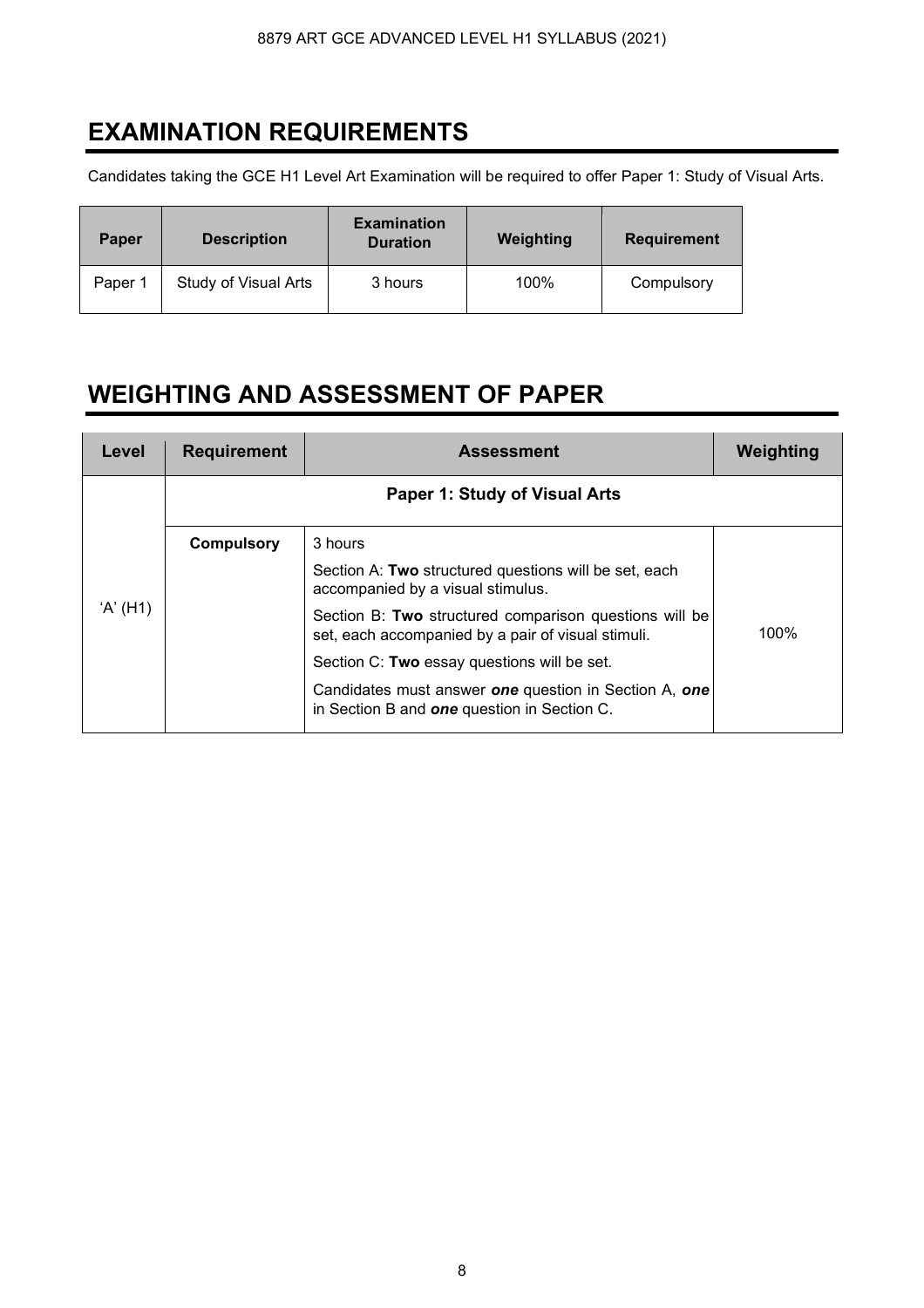## EXAMINATION REQUIREMENTS

Candidates taking the GCE H1 Level Art Examination will be required to offer Paper 1: Study of Visual Arts.

| Paper | Description | Examination Duration | Weighting | Requirement |
|---|---|---|---|---|
| Paper 1 | Study of Visual Arts | 3 hours | 100% | Compulsory |

## WEIGHTING AND ASSESSMENT OF PAPER

| Level | Requirement | Assessment | Weighting |
|---|---|---|---|
| 'A' (H1) | **Paper 1: Study of Visual Arts** | | |
| | **Compulsory** | 3 hours<br>Section A: **Two** structured questions will be set, each accompanied by a visual stimulus.<br>Section B: **Two** structured comparison questions will be set, each accompanied by a pair of visual stimuli.<br>Section C: **Two** essay questions will be set.<br>Candidates must answer ***one*** question in Section A, ***one*** in Section B and ***one*** question in Section C. | 100% |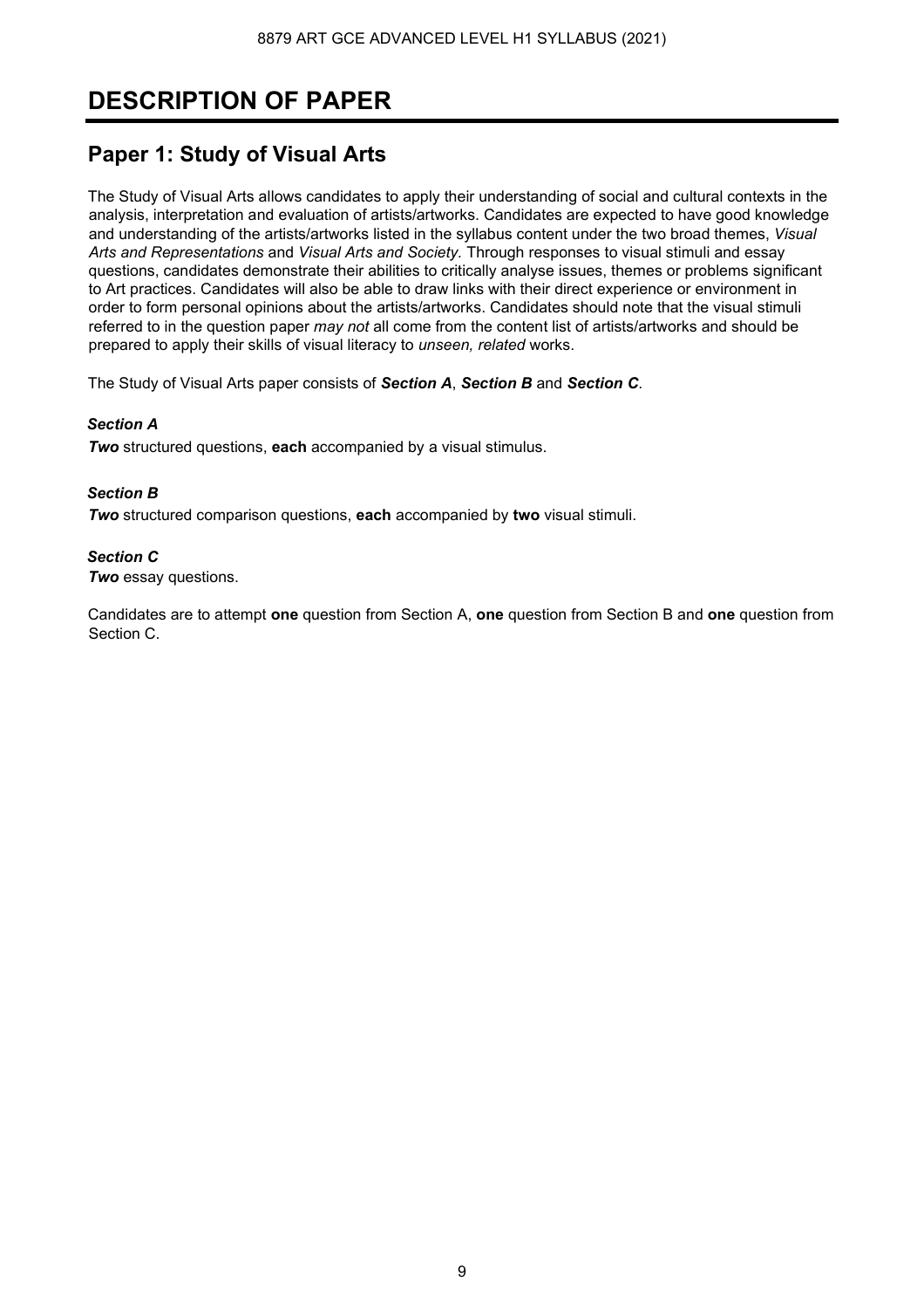# DESCRIPTION OF PAPER

## Paper 1: Study of Visual Arts

The Study of Visual Arts allows candidates to apply their understanding of social and cultural contexts in the analysis, interpretation and evaluation of artists/artworks. Candidates are expected to have good knowledge and understanding of the artists/artworks listed in the syllabus content under the two broad themes, *Visual Arts and Representations* and *Visual Arts and Society*. Through responses to visual stimuli and essay questions, candidates demonstrate their abilities to critically analyse issues, themes or problems significant to Art practices. Candidates will also be able to draw links with their direct experience or environment in order to form personal opinions about the artists/artworks. Candidates should note that the visual stimuli referred to in the question paper *may not* all come from the content list of artists/artworks and should be prepared to apply their skills of visual literacy to *unseen, related* works.

The Study of Visual Arts paper consists of ***Section A***, ***Section B*** and ***Section C***.

***Section A***

***Two*** structured questions, **each** accompanied by a visual stimulus.

***Section B***

***Two*** structured comparison questions, **each** accompanied by **two** visual stimuli.

***Section C***

***Two*** essay questions.

Candidates are to attempt **one** question from Section A, **one** question from Section B and **one** question from Section C.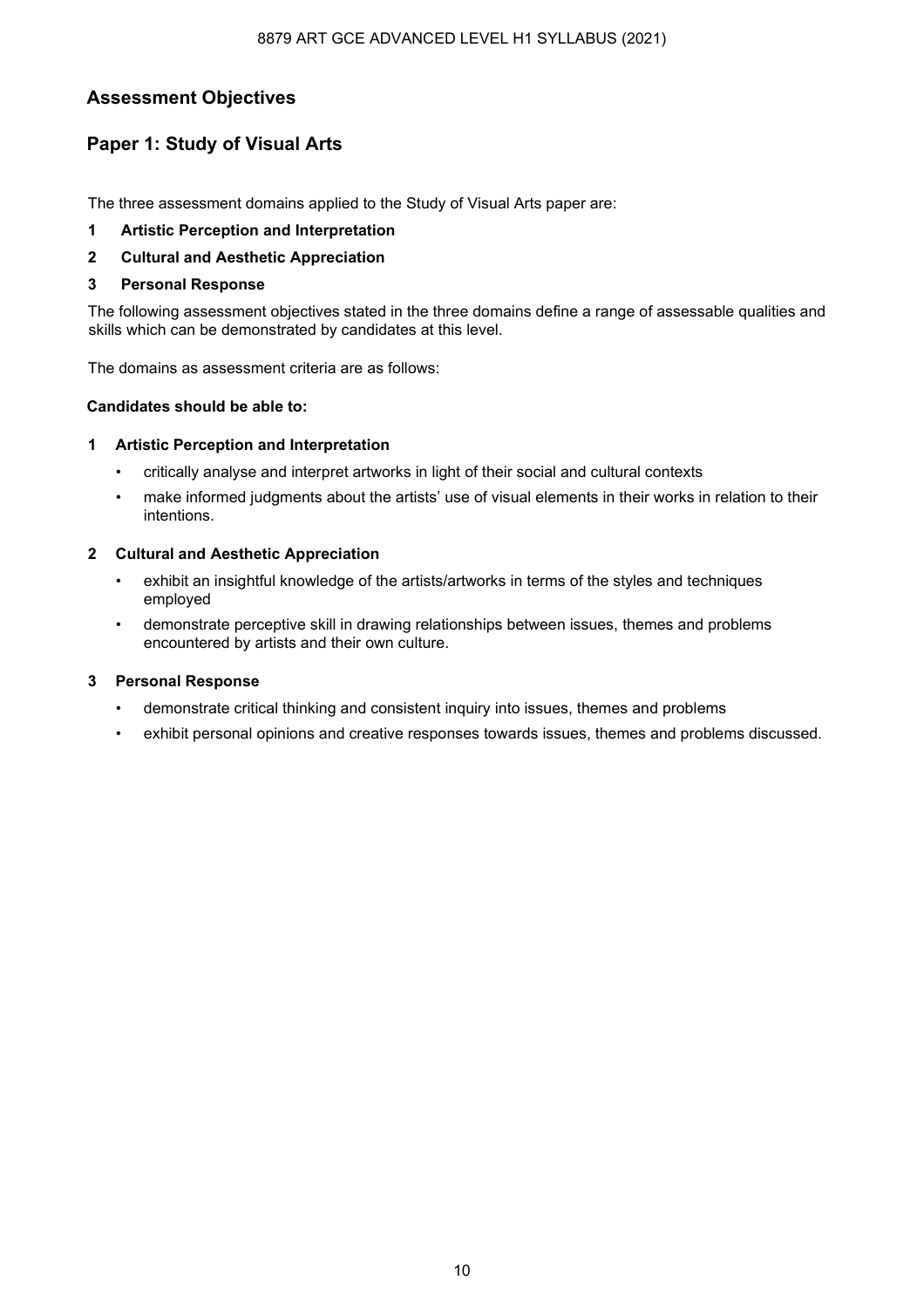## Assessment Objectives

## Paper 1: Study of Visual Arts

The three assessment domains applied to the Study of Visual Arts paper are:

1. **Artistic Perception and Interpretation**
2. **Cultural and Aesthetic Appreciation**
3. **Personal Response**

The following assessment objectives stated in the three domains define a range of assessable qualities and skills which can be demonstrated by candidates at this level.

The domains as assessment criteria are as follows:

**Candidates should be able to:**

**1 Artistic Perception and Interpretation**

- critically analyse and interpret artworks in light of their social and cultural contexts
- make informed judgments about the artists' use of visual elements in their works in relation to their intentions.

**2 Cultural and Aesthetic Appreciation**

- exhibit an insightful knowledge of the artists/artworks in terms of the styles and techniques employed
- demonstrate perceptive skill in drawing relationships between issues, themes and problems encountered by artists and their own culture.

**3 Personal Response**

- demonstrate critical thinking and consistent inquiry into issues, themes and problems
- exhibit personal opinions and creative responses towards issues, themes and problems discussed.